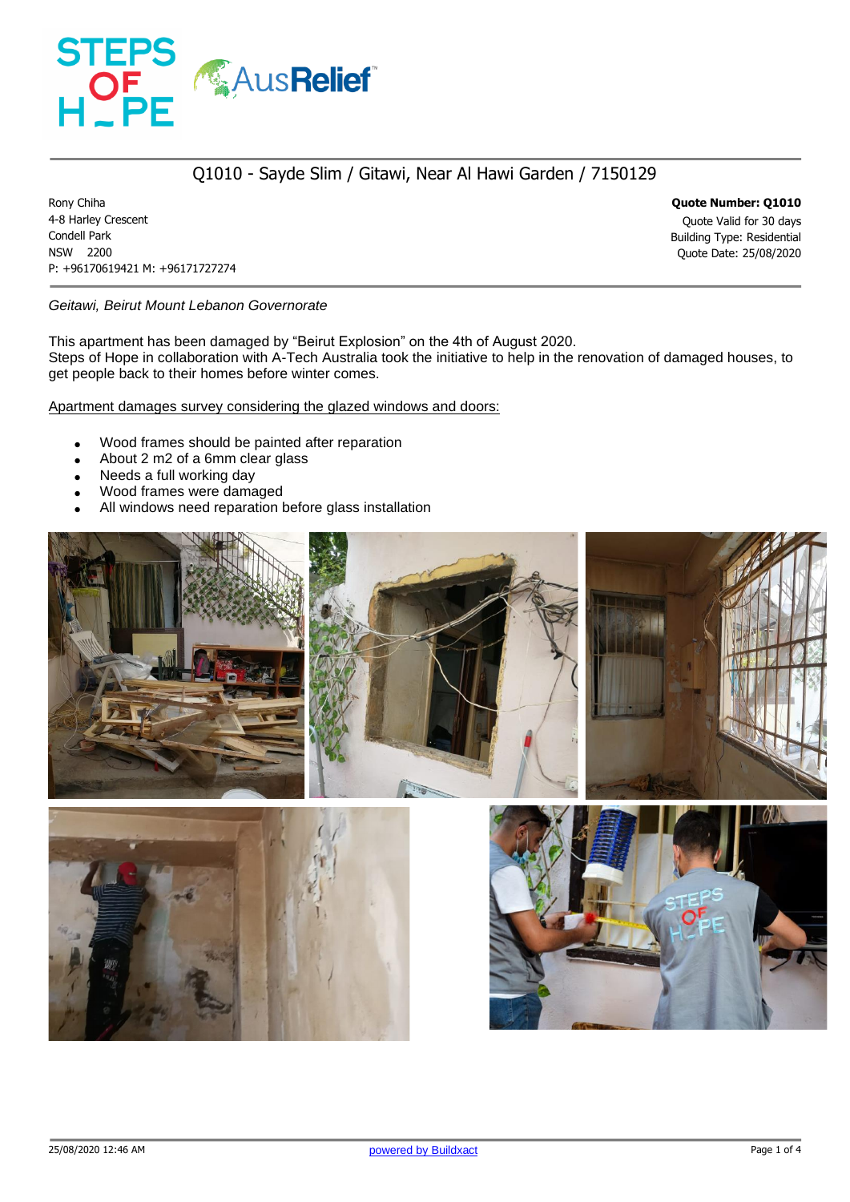# Q1010 - Sayde Slim / Gitawi, Near Al Hawi Garden / 7150129

Rony Chiha
4-8 Harley Crescent
Condell Park
NSW 2200
P: +96170619421 M: +96171727274

**Quote Number: Q1010**
Quote Valid for 30 days
Building Type: Residential
Quote Date: 25/08/2020

*Geitawi, Beirut Mount Lebanon Governorate*

This apartment has been damaged by "Beirut Explosion" on the 4th of August 2020.
Steps of Hope in collaboration with A-Tech Australia took the initiative to help in the renovation of damaged houses, to get people back to their homes before winter comes.

Apartment damages survey considering the glazed windows and doors:

- Wood frames should be painted after reparation
- About 2 m2 of a 6mm clear glass
- Needs a full working day
- Wood frames were damaged
- All windows need reparation before glass installation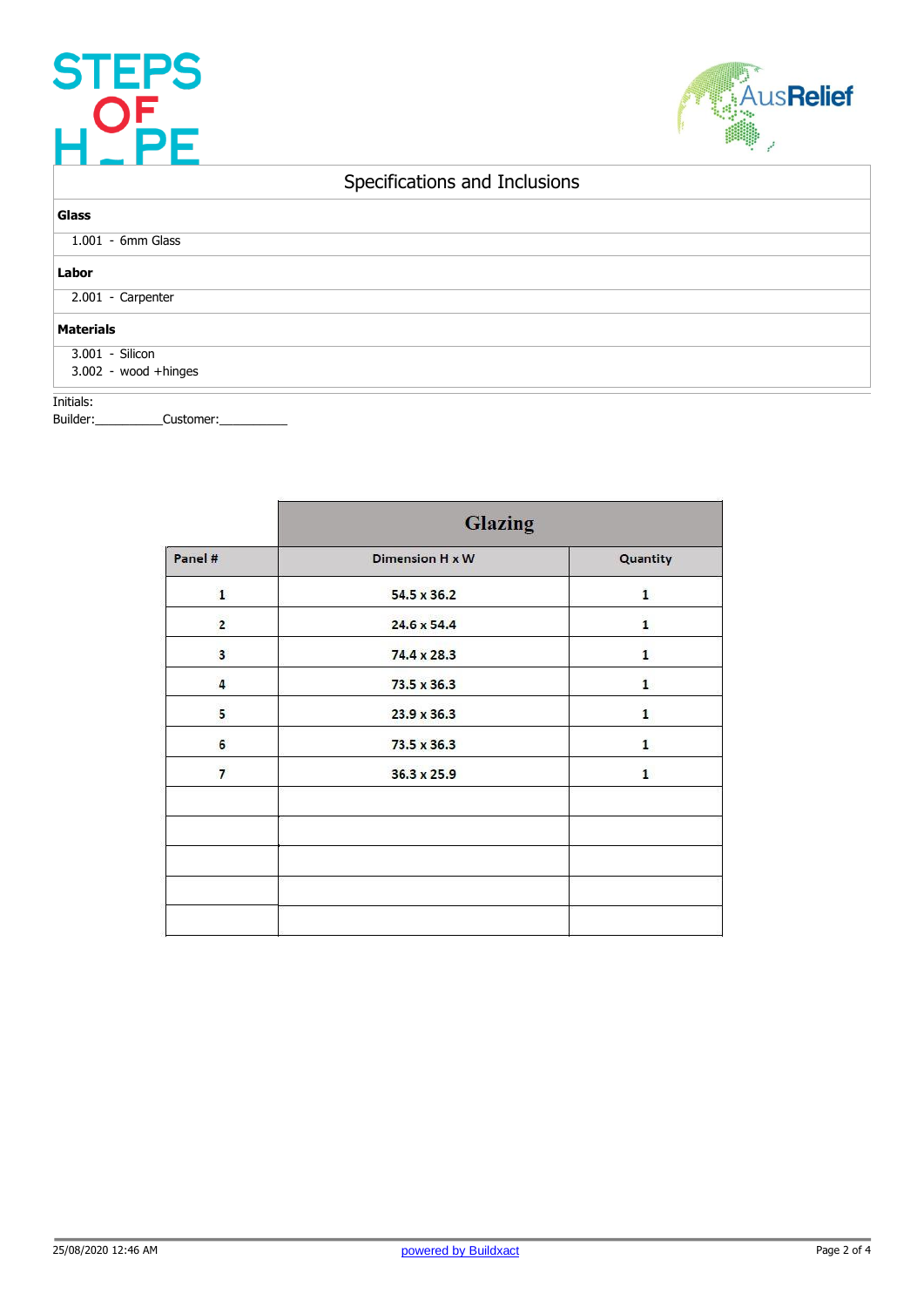## Specifications and Inclusions

**Glass**

1.001 - 6mm Glass

**Labor**

2.001 - Carpenter

**Materials**

3.001 - Silicon
3.002 - wood +hinges

Initials:
Builder:__________Customer:__________

| | Glazing | |
|---|---|---|
| **Panel #** | **Dimension H x W** | **Quantity** |
| 1 | 54.5 x 36.2 | 1 |
| 2 | 24.6 x 54.4 | 1 |
| 3 | 74.4 x 28.3 | 1 |
| 4 | 73.5 x 36.3 | 1 |
| 5 | 23.9 x 36.3 | 1 |
| 6 | 73.5 x 36.3 | 1 |
| 7 | 36.3 x 25.9 | 1 |
| | | |
| | | |
| | | |
| | | |
| | | |

25/08/2020 12:46 AM

powered by Buildxact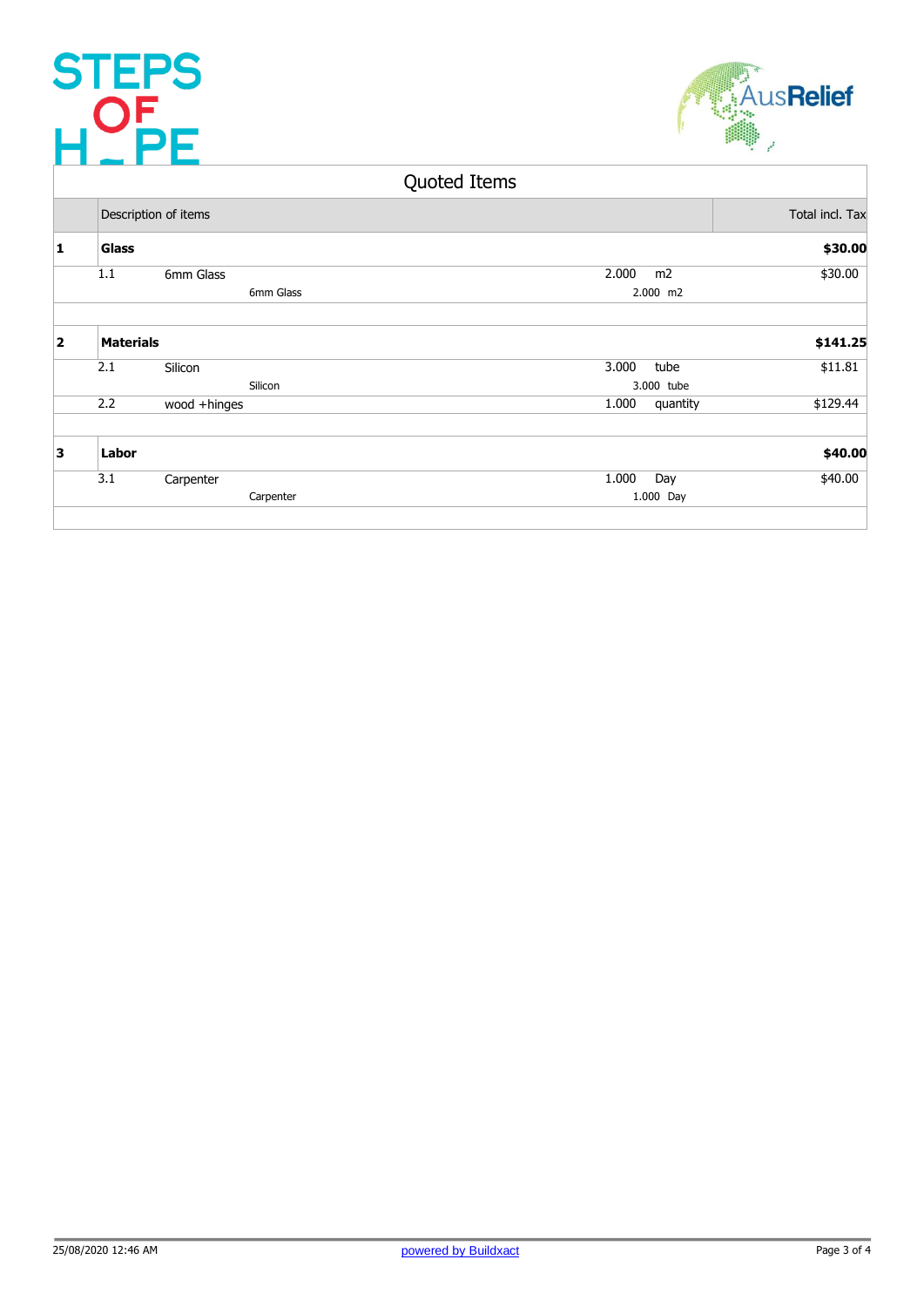STEPS OF HOPE

AusRelief

## Quoted Items

| | Description of items | | | | Total incl. Tax |
|---|---|---|---|---|---|
| **1** | **Glass** | | | | **$30.00** |
| | 1.1 | 6mm Glass | 2.000 | m2 | $30.00 |
| | | 6mm Glass | 2.000 m2 | | |
| **2** | **Materials** | | | | **$141.25** |
| | 2.1 | Silicon | 3.000 | tube | $11.81 |
| | | Silicon | 3.000 tube | | |
| | 2.2 | wood +hinges | 1.000 | quantity | $129.44 |
| **3** | **Labor** | | | | **$40.00** |
| | 3.1 | Carpenter | 1.000 | Day | $40.00 |
| | | Carpenter | 1.000 Day | | |

25/08/2020 12:46 AM

powered by Buildxact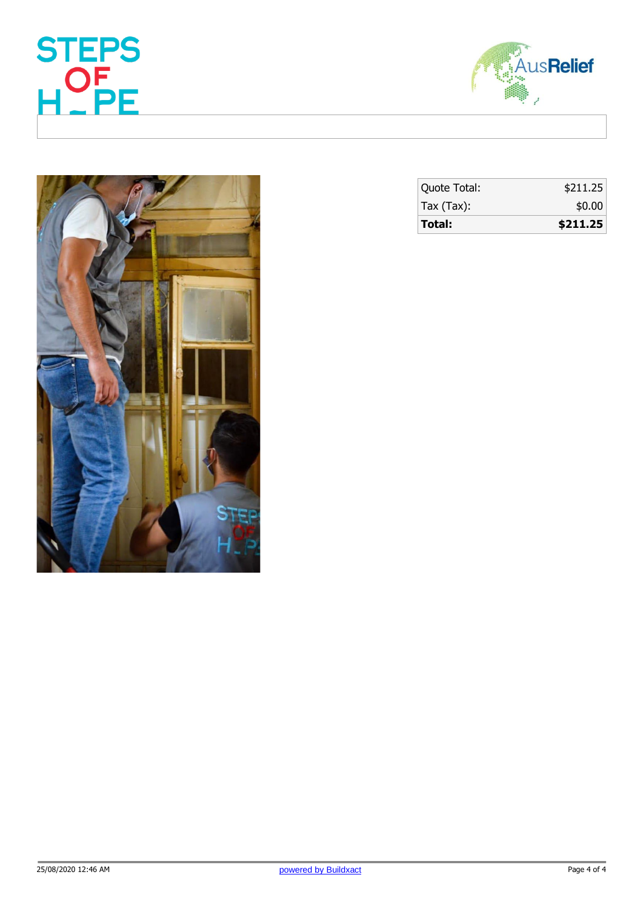| | |
|---|---|
| Quote Total: | $211.25 |
| Tax (Tax): | $0.00 |
| **Total:** | **$211.25** |